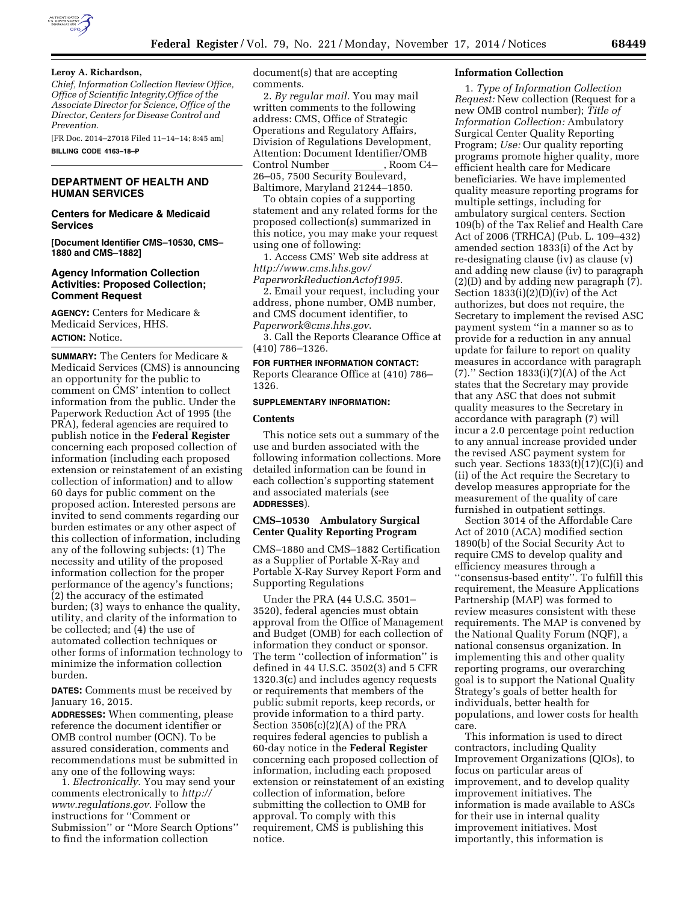**Leroy A. Richardson,**

*Chief, Information Collection Review Office, Office of Scientific Integrity,Office of the Associate Director for Science, Office of the Director, Centers for Disease Control and Prevention.*

[FR Doc. 2014–27018 Filed 11–14–14; 8:45 am]

**BILLING CODE 4163–18–P**

## DEPARTMENT OF HEALTH AND HUMAN SERVICES

### Centers for Medicare & Medicaid Services

**[Document Identifier CMS–10530, CMS–1880 and CMS–1882]**

### Agency Information Collection Activities: Proposed Collection; Comment Request

**AGENCY:** Centers for Medicare & Medicaid Services, HHS.

**ACTION:** Notice.

**SUMMARY:** The Centers for Medicare & Medicaid Services (CMS) is announcing an opportunity for the public to comment on CMS' intention to collect information from the public. Under the Paperwork Reduction Act of 1995 (the PRA), federal agencies are required to publish notice in the **Federal Register** concerning each proposed collection of information (including each proposed extension or reinstatement of an existing collection of information) and to allow 60 days for public comment on the proposed action. Interested persons are invited to send comments regarding our burden estimates or any other aspect of this collection of information, including any of the following subjects: (1) The necessity and utility of the proposed information collection for the proper performance of the agency's functions; (2) the accuracy of the estimated burden; (3) ways to enhance the quality, utility, and clarity of the information to be collected; and (4) the use of automated collection techniques or other forms of information technology to minimize the information collection burden.

**DATES:** Comments must be received by January 16, 2015.

**ADDRESSES:** When commenting, please reference the document identifier or OMB control number (OCN). To be assured consideration, comments and recommendations must be submitted in any one of the following ways:

1. *Electronically.* You may send your comments electronically to *http://www.regulations.gov*. Follow the instructions for ''Comment or Submission'' or ''More Search Options'' to find the information collection document(s) that are accepting comments.

2. *By regular mail.* You may mail written comments to the following address: CMS, Office of Strategic Operations and Regulatory Affairs, Division of Regulations Development, Attention: Document Identifier/OMB Control Number \_\_\_\_\_\_\_\_\_\_, Room C4–26–05, 7500 Security Boulevard, Baltimore, Maryland 21244–1850.

To obtain copies of a supporting statement and any related forms for the proposed collection(s) summarized in this notice, you may make your request using one of following:

1. Access CMS' Web site address at *http://www.cms.hhs.gov/PaperworkReductionActof1995*.

2. Email your request, including your address, phone number, OMB number, and CMS document identifier, to *Paperwork@cms.hhs.gov*.

3. Call the Reports Clearance Office at (410) 786–1326.

**FOR FURTHER INFORMATION CONTACT:** Reports Clearance Office at (410) 786–1326.

**SUPPLEMENTARY INFORMATION:**

**Contents**

This notice sets out a summary of the use and burden associated with the following information collections. More detailed information can be found in each collection's supporting statement and associated materials (see **ADDRESSES**).

**CMS–10530 Ambulatory Surgical Center Quality Reporting Program**

CMS–1880 and CMS–1882 Certification as a Supplier of Portable X-Ray and Portable X-Ray Survey Report Form and Supporting Regulations

Under the PRA (44 U.S.C. 3501–3520), federal agencies must obtain approval from the Office of Management and Budget (OMB) for each collection of information they conduct or sponsor. The term ''collection of information'' is defined in 44 U.S.C. 3502(3) and 5 CFR 1320.3(c) and includes agency requests or requirements that members of the public submit reports, keep records, or provide information to a third party. Section 3506(c)(2)(A) of the PRA requires federal agencies to publish a 60-day notice in the **Federal Register** concerning each proposed collection of information, including each proposed extension or reinstatement of an existing collection of information, before submitting the collection to OMB for approval. To comply with this requirement, CMS is publishing this notice.

**Information Collection**

1. *Type of Information Collection Request:* New collection (Request for a new OMB control number); *Title of Information Collection:* Ambulatory Surgical Center Quality Reporting Program; *Use:* Our quality reporting programs promote higher quality, more efficient health care for Medicare beneficiaries. We have implemented quality measure reporting programs for multiple settings, including for ambulatory surgical centers. Section 109(b) of the Tax Relief and Health Care Act of 2006 (TRHCA) (Pub. L. 109–432) amended section 1833(i) of the Act by re-designating clause (iv) as clause (v) and adding new clause (iv) to paragraph (2)(D) and by adding new paragraph (7). Section 1833(i)(2)(D)(iv) of the Act authorizes, but does not require, the Secretary to implement the revised ASC payment system ''in a manner so as to provide for a reduction in any annual update for failure to report on quality measures in accordance with paragraph (7).'' Section 1833(i)(7)(A) of the Act states that the Secretary may provide that any ASC that does not submit quality measures to the Secretary in accordance with paragraph (7) will incur a 2.0 percentage point reduction to any annual increase provided under the revised ASC payment system for such year. Sections 1833(t)(17)(C)(i) and (ii) of the Act require the Secretary to develop measures appropriate for the measurement of the quality of care furnished in outpatient settings.

Section 3014 of the Affordable Care Act of 2010 (ACA) modified section 1890(b) of the Social Security Act to require CMS to develop quality and efficiency measures through a ''consensus-based entity''. To fulfill this requirement, the Measure Applications Partnership (MAP) was formed to review measures consistent with these requirements. The MAP is convened by the National Quality Forum (NQF), a national consensus organization. In implementing this and other quality reporting programs, our overarching goal is to support the National Quality Strategy's goals of better health for individuals, better health for populations, and lower costs for health care.

This information is used to direct contractors, including Quality Improvement Organizations (QIOs), to focus on particular areas of improvement, and to develop quality improvement initiatives. The information is made available to ASCs for their use in internal quality improvement initiatives. Most importantly, this information is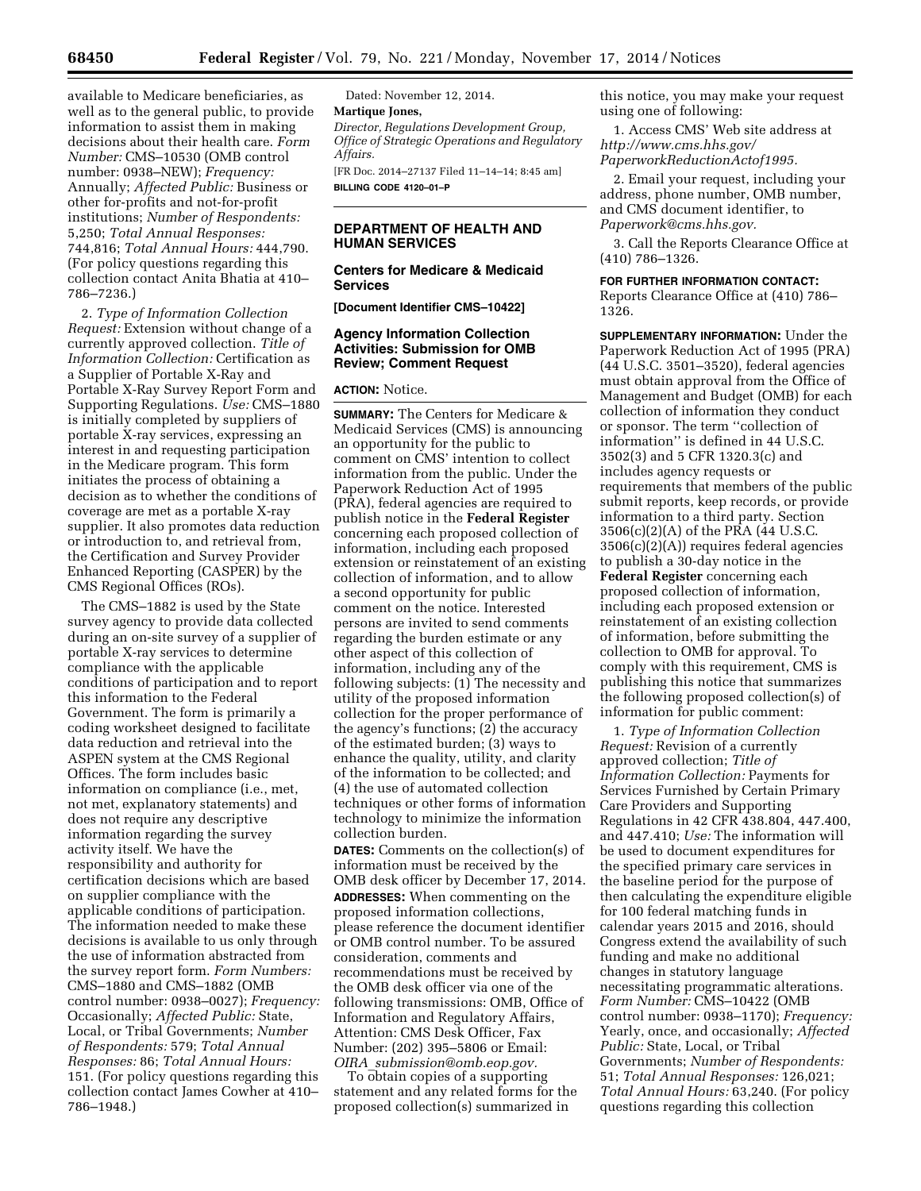available to Medicare beneficiaries, as well as to the general public, to provide information to assist them in making decisions about their health care. *Form Number:* CMS–10530 (OMB control number: 0938–NEW); *Frequency:* Annually; *Affected Public:* Business or other for-profits and not-for-profit institutions; *Number of Respondents:* 5,250; *Total Annual Responses:* 744,816; *Total Annual Hours:* 444,790. (For policy questions regarding this collection contact Anita Bhatia at 410–786–7236.)

2. *Type of Information Collection Request:* Extension without change of a currently approved collection. *Title of Information Collection:* Certification as a Supplier of Portable X-Ray and Portable X-Ray Survey Report Form and Supporting Regulations. *Use:* CMS–1880 is initially completed by suppliers of portable X-ray services, expressing an interest in and requesting participation in the Medicare program. This form initiates the process of obtaining a decision as to whether the conditions of coverage are met as a portable X-ray supplier. It also promotes data reduction or introduction to, and retrieval from, the Certification and Survey Provider Enhanced Reporting (CASPER) by the CMS Regional Offices (ROs).

The CMS–1882 is used by the State survey agency to provide data collected during an on-site survey of a supplier of portable X-ray services to determine compliance with the applicable conditions of participation and to report this information to the Federal Government. The form is primarily a coding worksheet designed to facilitate data reduction and retrieval into the ASPEN system at the CMS Regional Offices. The form includes basic information on compliance (i.e., met, not met, explanatory statements) and does not require any descriptive information regarding the survey activity itself. We have the responsibility and authority for certification decisions which are based on supplier compliance with the applicable conditions of participation. The information needed to make these decisions is available to us only through the use of information abstracted from the survey report form. *Form Numbers:* CMS–1880 and CMS–1882 (OMB control number: 0938–0027); *Frequency:* Occasionally; *Affected Public:* State, Local, or Tribal Governments; *Number of Respondents:* 579; *Total Annual Responses:* 86; *Total Annual Hours:* 151. (For policy questions regarding this collection contact James Cowher at 410–786–1948.)

Dated: November 12, 2014.

**Martique Jones,**

*Director, Regulations Development Group, Office of Strategic Operations and Regulatory Affairs.*

[FR Doc. 2014–27137 Filed 11–14–14; 8:45 am]

**BILLING CODE 4120–01–P**

## DEPARTMENT OF HEALTH AND HUMAN SERVICES

### Centers for Medicare & Medicaid Services

**[Document Identifier CMS–10422]**

### Agency Information Collection Activities: Submission for OMB Review; Comment Request

**ACTION:** Notice.

**SUMMARY:** The Centers for Medicare & Medicaid Services (CMS) is announcing an opportunity for the public to comment on CMS' intention to collect information from the public. Under the Paperwork Reduction Act of 1995 (PRA), federal agencies are required to publish notice in the **Federal Register** concerning each proposed collection of information, including each proposed extension or reinstatement of an existing collection of information, and to allow a second opportunity for public comment on the notice. Interested persons are invited to send comments regarding the burden estimate or any other aspect of this collection of information, including any of the following subjects: (1) The necessity and utility of the proposed information collection for the proper performance of the agency's functions; (2) the accuracy of the estimated burden; (3) ways to enhance the quality, utility, and clarity of the information to be collected; and (4) the use of automated collection techniques or other forms of information technology to minimize the information collection burden.

**DATES:** Comments on the collection(s) of information must be received by the OMB desk officer by December 17, 2014.

**ADDRESSES:** When commenting on the proposed information collections, please reference the document identifier or OMB control number. To be assured consideration, comments and recommendations must be received by the OMB desk officer via one of the following transmissions: OMB, Office of Information and Regulatory Affairs, Attention: CMS Desk Officer, Fax Number: (202) 395–5806 or Email: *OIRA_submission@omb.eop.gov.*

To obtain copies of a supporting statement and any related forms for the proposed collection(s) summarized in this notice, you may make your request using one of following:

1. Access CMS' Web site address at *http://www.cms.hhs.gov/PaperworkReductionActof1995.*

2. Email your request, including your address, phone number, OMB number, and CMS document identifier, to *Paperwork@cms.hhs.gov.*

3. Call the Reports Clearance Office at (410) 786–1326.

**FOR FURTHER INFORMATION CONTACT:** Reports Clearance Office at (410) 786–1326.

**SUPPLEMENTARY INFORMATION:** Under the Paperwork Reduction Act of 1995 (PRA) (44 U.S.C. 3501–3520), federal agencies must obtain approval from the Office of Management and Budget (OMB) for each collection of information they conduct or sponsor. The term ''collection of information'' is defined in 44 U.S.C. 3502(3) and 5 CFR 1320.3(c) and includes agency requests or requirements that members of the public submit reports, keep records, or provide information to a third party. Section 3506(c)(2)(A) of the PRA (44 U.S.C. 3506(c)(2)(A)) requires federal agencies to publish a 30-day notice in the **Federal Register** concerning each proposed collection of information, including each proposed extension or reinstatement of an existing collection of information, before submitting the collection to OMB for approval. To comply with this requirement, CMS is publishing this notice that summarizes the following proposed collection(s) of information for public comment:

1. *Type of Information Collection Request:* Revision of a currently approved collection; *Title of Information Collection:* Payments for Services Furnished by Certain Primary Care Providers and Supporting Regulations in 42 CFR 438.804, 447.400, and 447.410; *Use:* The information will be used to document expenditures for the specified primary care services in the baseline period for the purpose of then calculating the expenditure eligible for 100 federal matching funds in calendar years 2015 and 2016, should Congress extend the availability of such funding and make no additional changes in statutory language necessitating programmatic alterations. *Form Number:* CMS–10422 (OMB control number: 0938–1170); *Frequency:* Yearly, once, and occasionally; *Affected Public:* State, Local, or Tribal Governments; *Number of Respondents:* 51; *Total Annual Responses:* 126,021; *Total Annual Hours:* 63,240. (For policy questions regarding this collection